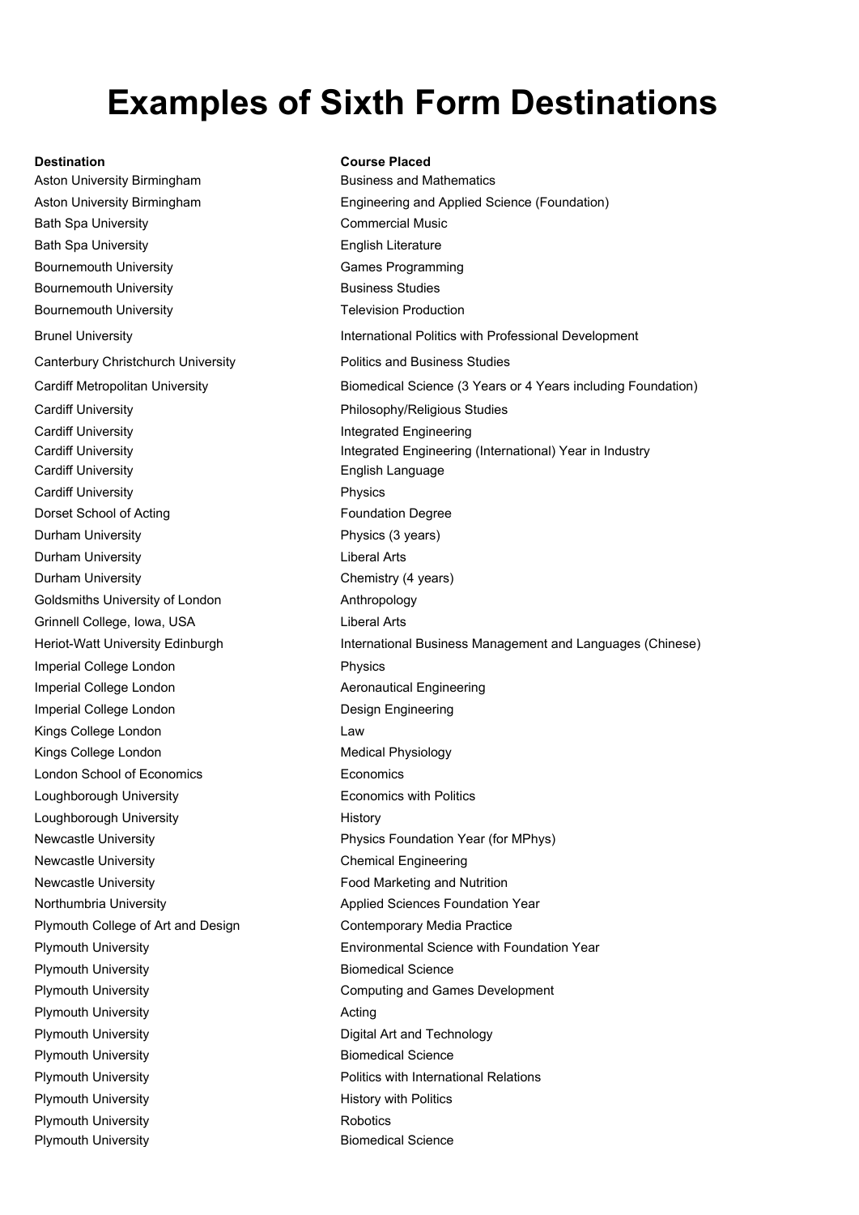# Examples of Sixth Form Destinations

| Destination | Course Placed |
| --- | --- |
| Aston University Birmingham | Business and Mathematics |
| Aston University Birmingham | Engineering and Applied Science (Foundation) |
| Bath Spa University | Commercial Music |
| Bath Spa University | English Literature |
| Bournemouth University | Games Programming |
| Bournemouth University | Business Studies |
| Bournemouth University | Television Production |
| Brunel University | International Politics with Professional Development |
| Canterbury Christchurch University | Politics and Business Studies |
| Cardiff Metropolitan University | Biomedical Science (3 Years or 4 Years including Foundation) |
| Cardiff University | Philosophy/Religious Studies |
| Cardiff University | Integrated Engineering |
| Cardiff University | Integrated Engineering (International) Year in Industry |
| Cardiff University | English Language |
| Cardiff University | Physics |
| Dorset School of Acting | Foundation Degree |
| Durham University | Physics (3 years) |
| Durham University | Liberal Arts |
| Durham University | Chemistry (4 years) |
| Goldsmiths University of London | Anthropology |
| Grinnell College, Iowa, USA | Liberal Arts |
| Heriot-Watt University Edinburgh | International Business Management and Languages (Chinese) |
| Imperial College London | Physics |
| Imperial College London | Aeronautical Engineering |
| Imperial College London | Design Engineering |
| Kings College London | Law |
| Kings College London | Medical Physiology |
| London School of Economics | Economics |
| Loughborough University | Economics with Politics |
| Loughborough University | History |
| Newcastle University | Physics Foundation Year (for MPhys) |
| Newcastle University | Chemical Engineering |
| Newcastle University | Food Marketing and Nutrition |
| Northumbria University | Applied Sciences Foundation Year |
| Plymouth College of Art and Design | Contemporary Media Practice |
| Plymouth University | Environmental Science with Foundation Year |
| Plymouth University | Biomedical Science |
| Plymouth University | Computing and Games Development |
| Plymouth University | Acting |
| Plymouth University | Digital Art and Technology |
| Plymouth University | Biomedical Science |
| Plymouth University | Politics with International Relations |
| Plymouth University | History with Politics |
| Plymouth University | Robotics |
| Plymouth University | Biomedical Science |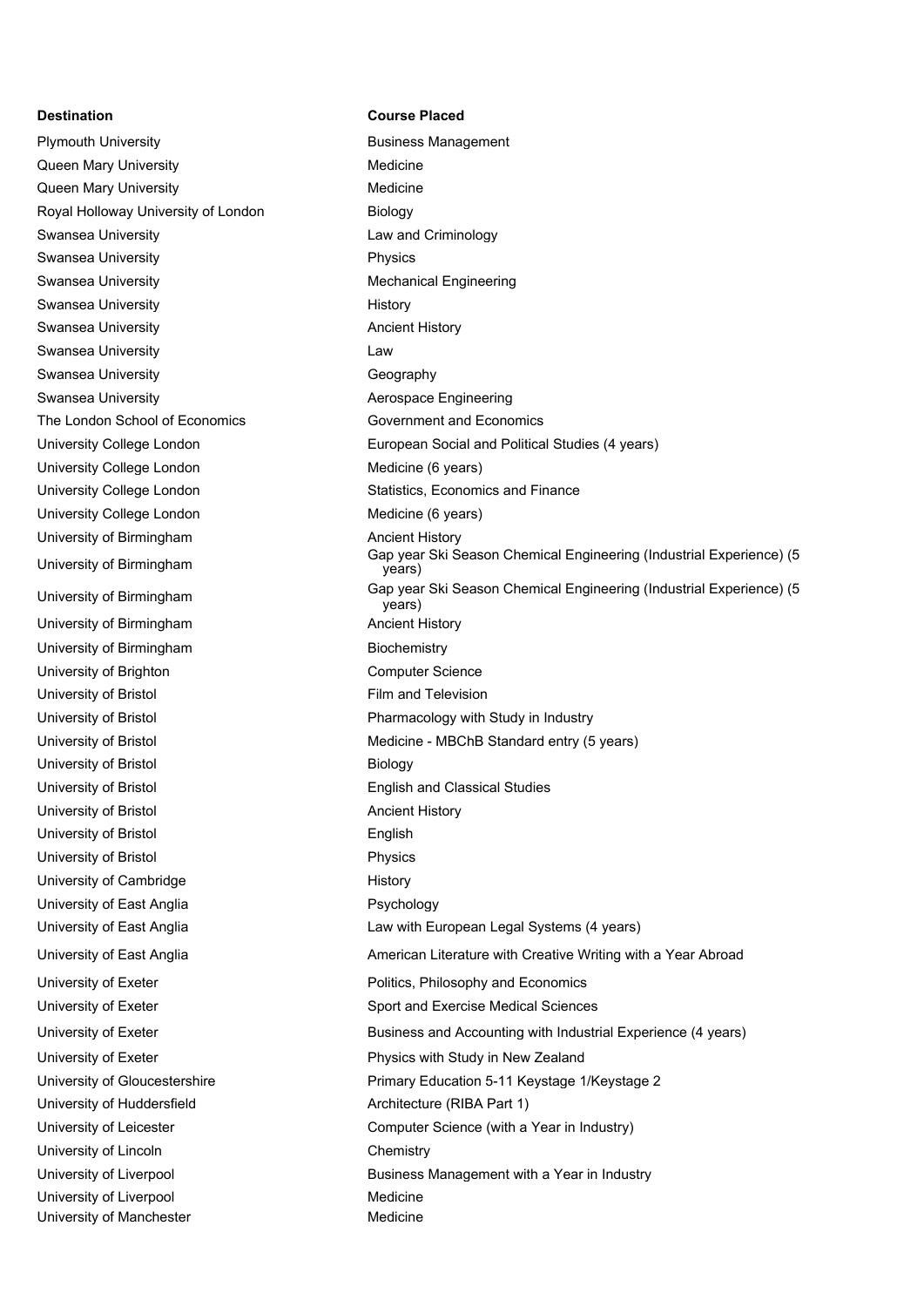| Destination | Course Placed |
|---|---|
| Plymouth University | Business Management |
| Queen Mary University | Medicine |
| Queen Mary University | Medicine |
| Royal Holloway University of London | Biology |
| Swansea University | Law and Criminology |
| Swansea University | Physics |
| Swansea University | Mechanical Engineering |
| Swansea University | History |
| Swansea University | Ancient History |
| Swansea University | Law |
| Swansea University | Geography |
| Swansea University | Aerospace Engineering |
| The London School of Economics | Government and Economics |
| University College London | European Social and Political Studies (4 years) |
| University College London | Medicine (6 years) |
| University College London | Statistics, Economics and Finance |
| University College London | Medicine (6 years) |
| University of Birmingham | Ancient History |
| University of Birmingham | Gap year Ski Season Chemical Engineering (Industrial Experience) (5 years) |
| University of Birmingham | Gap year Ski Season Chemical Engineering (Industrial Experience) (5 years) |
| University of Birmingham | Ancient History |
| University of Birmingham | Biochemistry |
| University of Brighton | Computer Science |
| University of Bristol | Film and Television |
| University of Bristol | Pharmacology with Study in Industry |
| University of Bristol | Medicine - MBChB Standard entry (5 years) |
| University of Bristol | Biology |
| University of Bristol | English and Classical Studies |
| University of Bristol | Ancient History |
| University of Bristol | English |
| University of Bristol | Physics |
| University of Cambridge | History |
| University of East Anglia | Psychology |
| University of East Anglia | Law with European Legal Systems (4 years) |
| University of East Anglia | American Literature with Creative Writing with a Year Abroad |
| University of Exeter | Politics, Philosophy and Economics |
| University of Exeter | Sport and Exercise Medical Sciences |
| University of Exeter | Business and Accounting with Industrial Experience (4 years) |
| University of Exeter | Physics with Study in New Zealand |
| University of Gloucestershire | Primary Education 5-11 Keystage 1/Keystage 2 |
| University of Huddersfield | Architecture (RIBA Part 1) |
| University of Leicester | Computer Science (with a Year in Industry) |
| University of Lincoln | Chemistry |
| University of Liverpool | Business Management with a Year in Industry |
| University of Liverpool | Medicine |
| University of Manchester | Medicine |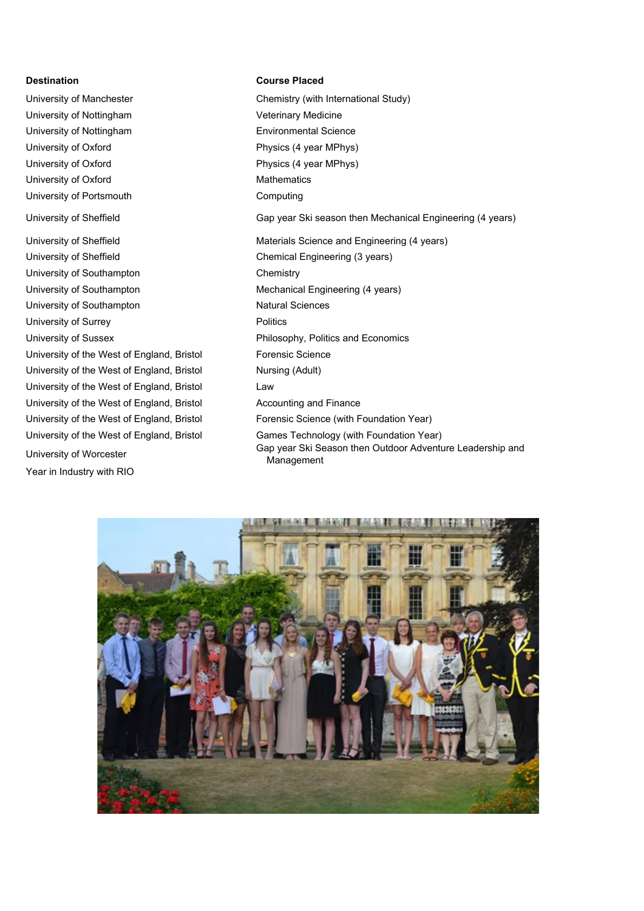| Destination | Course Placed |
| --- | --- |
| University of Manchester | Chemistry (with International Study) |
| University of Nottingham | Veterinary Medicine |
| University of Nottingham | Environmental Science |
| University of Oxford | Physics (4 year MPhys) |
| University of Oxford | Physics (4 year MPhys) |
| University of Oxford | Mathematics |
| University of Portsmouth | Computing |
| University of Sheffield | Gap year Ski season then Mechanical Engineering (4 years) |
| University of Sheffield | Materials Science and Engineering (4 years) |
| University of Sheffield | Chemical Engineering (3 years) |
| University of Southampton | Chemistry |
| University of Southampton | Mechanical Engineering (4 years) |
| University of Southampton | Natural Sciences |
| University of Surrey | Politics |
| University of Sussex | Philosophy, Politics and Economics |
| University of the West of England, Bristol | Forensic Science |
| University of the West of England, Bristol | Nursing (Adult) |
| University of the West of England, Bristol | Law |
| University of the West of England, Bristol | Accounting and Finance |
| University of the West of England, Bristol | Forensic Science (with Foundation Year) |
| University of the West of England, Bristol | Games Technology (with Foundation Year) |
| University of Worcester | Gap year Ski Season then Outdoor Adventure Leadership and Management |
| Year in Industry with RIO | |